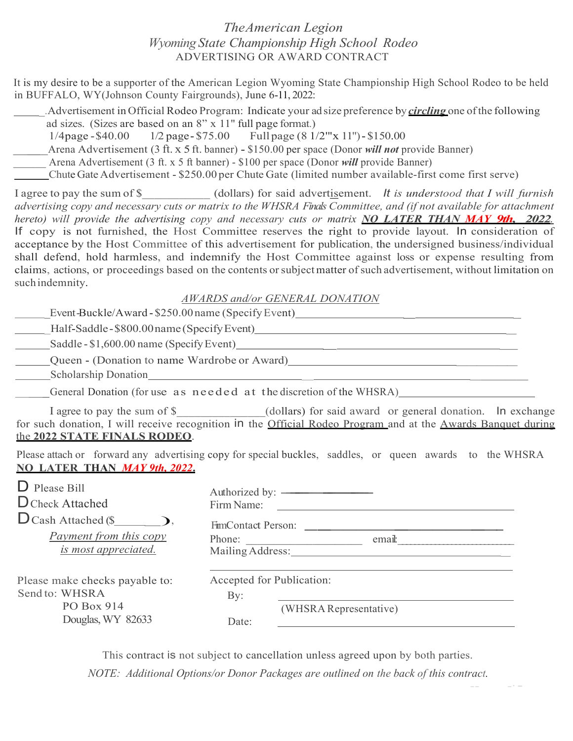# The American Legion
## Wyoming State Championship High School Rodeo
### ADVERTISING OR AWARD CONTRACT

It is my desire to be a supporter of the American Legion Wyoming State Championship High School Rodeo to be held in BUFFALO, WY(Johnson County Fairgrounds), June 6-11, 2022:

_____.Advertisement in Official Rodeo Program: Indicate your ad size preference by ***circling*** one of the following ad sizes. (Sizes are based on an 8" x 11" full page format.)

1/4page - $40.00    1/2 page - $75.00    Full page (8 1/2'"x 11") - $150.00

______Arena Advertisement (3 ft. x 5 ft. banner) - $150.00 per space (Donor ***will not*** provide Banner)

______ Arena Advertisement (3 ft. x 5 ft banner) - $100 per space (Donor ***will*** provide Banner)

______Chute Gate Advertisement - $250.00 per Chute Gate (limited number available-first come first serve)

I agree to pay the sum of $___________ (dollars) for said advertisement. *It is understood that I will furnish advertising copy and necessary cuts or matrix to the WHSRA Finals Committee, and (if not available for attachment hereto) will provide the advertising copy and necessary cuts or matrix* ***NO LATER THAN MAY 9th, 2022***. If copy is not furnished, the Host Committee reserves the right to provide layout. In consideration of acceptance by the Host Committee of this advertisement for publication, the undersigned business/individual shall defend, hold harmless, and indemnify the Host Committee against loss or expense resulting from claims, actions, or proceedings based on the contents or subject matter of such advertisement, without limitation on such indemnity.

*AWARDS and/or GENERAL DONATION*

______Event-Buckle/Award - $250.00 name (Specify Event)_________________________________

______Half-Saddle - $800.00 name (Specify Event)_________________________________

______Saddle - $1,600.00 name (Specify Event)_________________________________

______Queen - (Donation to name Wardrobe or Award)_________________________________

______Scholarship Donation_________________________________

______General Donation (for use as needed at the discretion of the WHSRA)_________________________

I agree to pay the sum of $______________(dollars) for said award or general donation. In exchange for such donation, I will receive recognition in the Official Rodeo Program and at the Awards Banquet during the **2022 STATE FINALS RODEO**.

Please attach or forward any advertising copy for special buckles, saddles, or queen awards to the WHSRA **NO LATER THAN *MAY 9th, 2022*.**

☐ Please Bill

☐ Check Attached

☐ Cash Attached ($________),

*Payment from this copy is most appreciated.*

Please make checks payable to:
Send to: WHSRA
PO Box 914
Douglas, WY 82633

Authorized by: ______________

Firm Name: ______________________________

Firm Contact Person: ______________________________

Phone: ____________________ email:____________________

Mailing Address:______________________________

Accepted for Publication:

By: ______________________________
(WHSRA Representative)

Date: ______________________________

This contract is not subject to cancellation unless agreed upon by both parties.

*NOTE: Additional Options/or Donor Packages are outlined on the back of this contract.*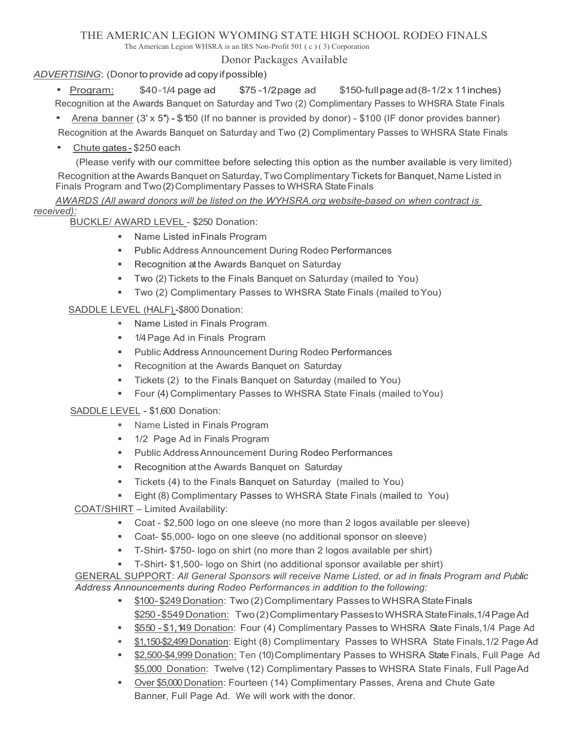# THE AMERICAN LEGION WYOMING STATE HIGH SCHOOL RODEO FINALS

The American Legion WHSRA is an IRS Non-Profit 501 ( c ) ( 3) Corporation

Donor Packages Available

*ADVERTISING*: (Donor to provide ad copy if possible)

- Program: $40-1/4 page ad $75 -1/2page ad $150-full page ad (8-1/2 x 11 inches)
  Recognition at the Awards Banquet on Saturday and Two (2) Complimentary Passes to WHSRA State Finals
- Arena banner (3' x 5") - $150 (If no banner is provided by donor) - $100 (IF donor provides banner)
  Recognition at the Awards Banquet on Saturday and Two (2) Complimentary Passes to WHSRA State Finals
- Chute gates - $250 each
  (Please verify with our committee before selecting this option as the number available is very limited)
  Recognition at the Awards Banquet on Saturday, Two Complimentary Tickets for Banquet, Name Listed in Finals Program and Two (2) Complimentary Passes to WHSRA State Finals

*AWARDS (All award donors will be listed on the WYHSRA.org website-based on when contract is received):*

BUCKLE/ AWARD LEVEL - $250 Donation:

- Name Listed in Finals Program
- Public Address Announcement During Rodeo Performances
- Recognition at the Awards Banquet on Saturday
- Two (2) Tickets to the Finals Banquet on Saturday (mailed to You)
- Two (2) Complimentary Passes to WHSRA State Finals (mailed to You)

SADDLE LEVEL (HALF) -$800 Donation:

- Name Listed in Finals Program.
- 1/4 Page Ad in Finals Program
- Public Address Announcement During Rodeo Performances
- Recognition at the Awards Banquet on Saturday
- Tickets (2) to the Finals Banquet on Saturday (mailed to You)
- Four (4) Complimentary Passes to WHSRA State Finals (mailed to You)

SADDLE LEVEL - $1,600 Donation:

- Name Listed in Finals Program
- 1/2 Page Ad in Finals Program
- Public Address Announcement During Rodeo Performances
- Recognition at the Awards Banquet on Saturday
- Tickets (4) to the Finals Banquet on Saturday (mailed to You)
- Eight (8) Complimentary Passes to WHSRA State Finals (mailed to You)

COAT/SHIRT – Limited Availability:

- Coat - $2,500 logo on one sleeve (no more than 2 logos available per sleeve)
- Coat- $5,000- logo on one sleeve (no additional sponsor on sleeve)
- T-Shirt- $750- logo on shirt (no more than 2 logos available per shirt)
- T-Shirt- $1,500- logo on Shirt (no additional sponsor available per shirt)

GENERAL SUPPORT: *All General Sponsors will receive Name Listed, or ad in finals Program and Public Address Announcements during Rodeo Performances in addition to the following:*

- $100-$249 Donation: Two (2) Complimentary Passes to WHSRA State Finals
  $250 -$549 Donation: Two (2) Complimentary Passes to WHSRA State Finals, 1/4 Page Ad
- $550 - $1,149 Donation: Four (4) Complimentary Passes to WHSRA State Finals, 1/4 Page Ad
- $1,150-$2,499 Donation: Eight (8) Complimentary Passes to WHSRA State Finals, 1/2 Page Ad
- $2,500-$4,999 Donation: Ten (10) Complimentary Passes to WHSRA State Finals, Full Page Ad
  $5,000 Donation: Twelve (12) Complimentary Passes to WHSRA State Finals, Full Page Ad
- Over $5,000 Donation: Fourteen (14) Complimentary Passes, Arena and Chute Gate Banner, Full Page Ad. We will work with the donor.